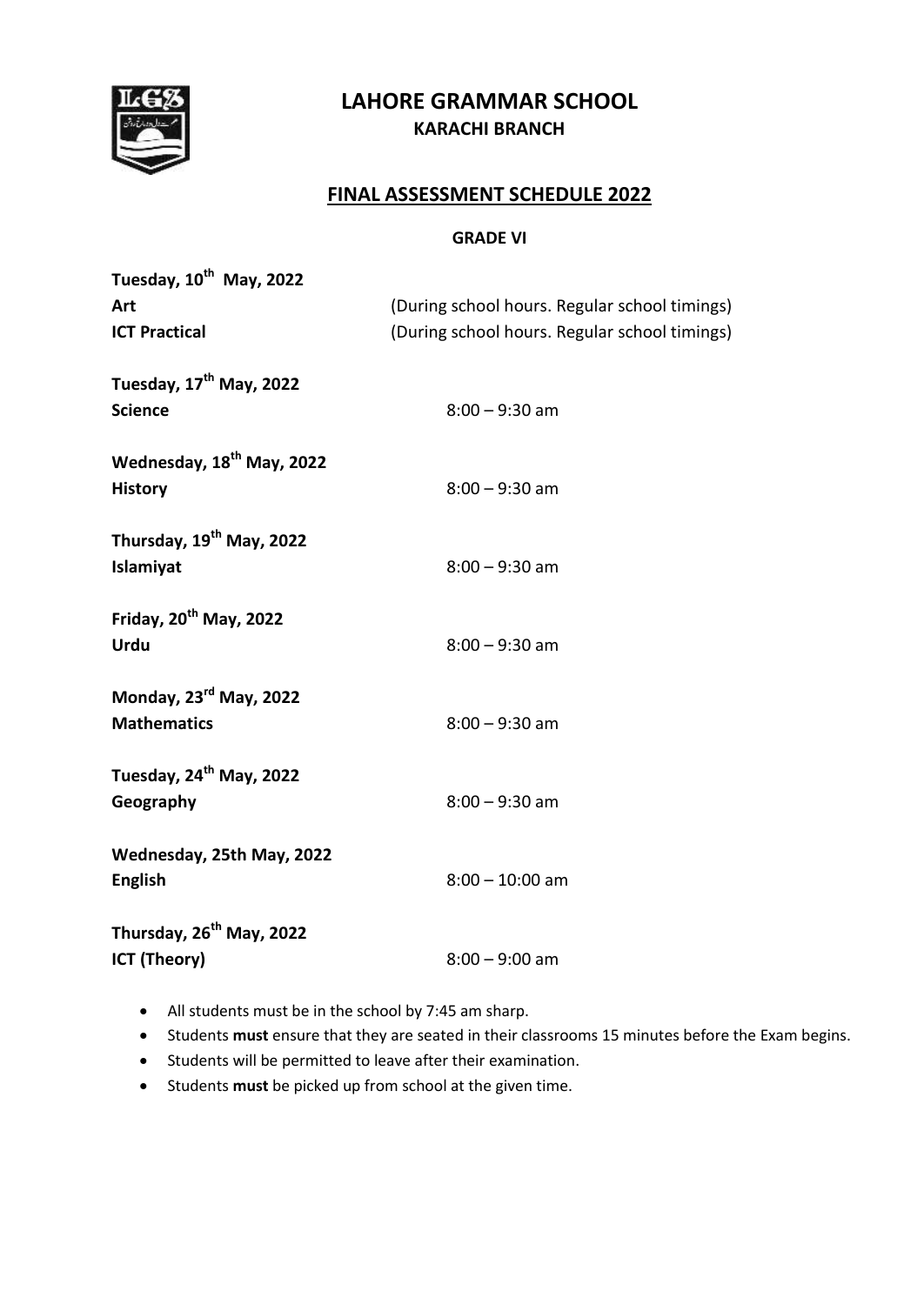# LAHORE GRAMMAR SCHOOL

### KARACHI BRANCH

## FINAL ASSESSMENT SCHEDULE 2022

**GRADE VI**

**Tuesday, 10th May, 2022**
**Art** (During school hours. Regular school timings)
**ICT Practical** (During school hours. Regular school timings)

**Tuesday, 17th May, 2022**
**Science** 8:00 – 9:30 am

**Wednesday, 18th May, 2022**
**History** 8:00 – 9:30 am

**Thursday, 19th May, 2022**
**Islamiyat** 8:00 – 9:30 am

**Friday, 20th May, 2022**
**Urdu** 8:00 – 9:30 am

**Monday, 23rd May, 2022**
**Mathematics** 8:00 – 9:30 am

**Tuesday, 24th May, 2022**
**Geography** 8:00 – 9:30 am

**Wednesday, 25th May, 2022**
**English** 8:00 – 10:00 am

**Thursday, 26th May, 2022**
**ICT (Theory)** 8:00 – 9:00 am

- All students must be in the school by 7:45 am sharp.
- Students **must** ensure that they are seated in their classrooms 15 minutes before the Exam begins.
- Students will be permitted to leave after their examination.
- Students **must** be picked up from school at the given time.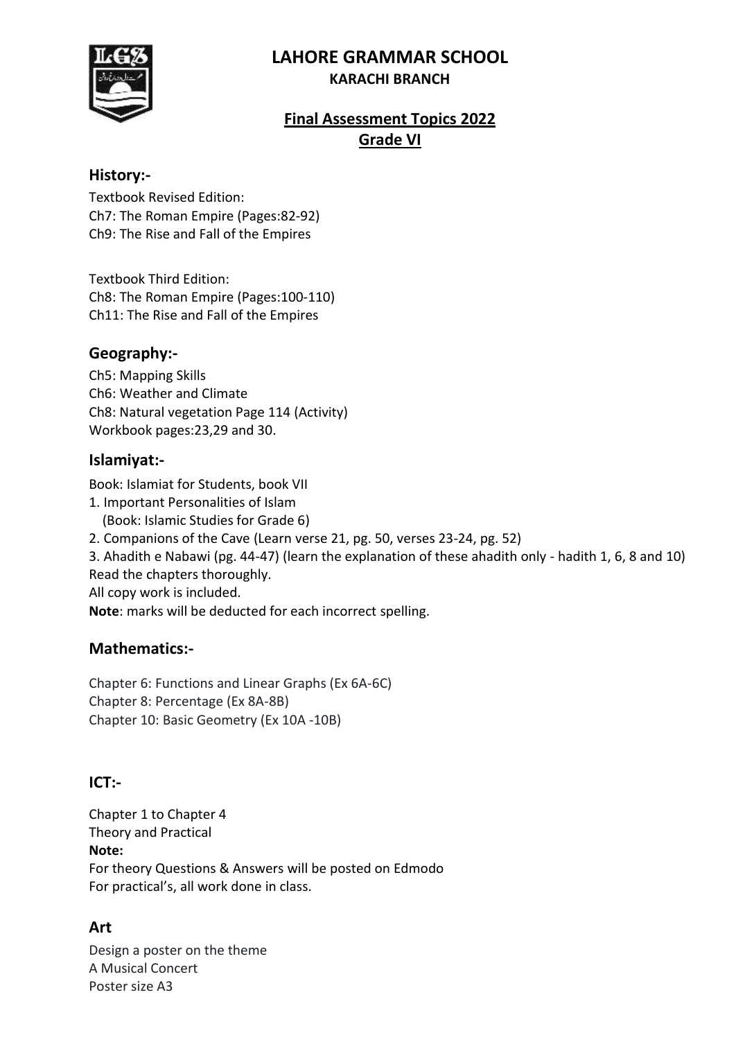# LAHORE GRAMMAR SCHOOL

**KARACHI BRANCH**

## Final Assessment Topics 2022

## Grade VI

### History:-

Textbook Revised Edition:
Ch7: The Roman Empire (Pages:82-92)
Ch9: The Rise and Fall of the Empires

Textbook Third Edition:
Ch8: The Roman Empire (Pages:100-110)
Ch11: The Rise and Fall of the Empires

### Geography:-

Ch5: Mapping Skills
Ch6: Weather and Climate
Ch8: Natural vegetation Page 114 (Activity)
Workbook pages:23,29 and 30.

### Islamiyat:-

Book: Islamiat for Students, book VII

1. Important Personalities of Islam
   (Book: Islamic Studies for Grade 6)
2. Companions of the Cave (Learn verse 21, pg. 50, verses 23-24, pg. 52)
3. Ahadith e Nabawi (pg. 44-47) (learn the explanation of these ahadith only - hadith 1, 6, 8 and 10)

Read the chapters thoroughly.
All copy work is included.
**Note**: marks will be deducted for each incorrect spelling.

### Mathematics:-

Chapter 6: Functions and Linear Graphs (Ex 6A-6C)
Chapter 8: Percentage (Ex 8A-8B)
Chapter 10: Basic Geometry (Ex 10A -10B)

### ICT:-

Chapter 1 to Chapter 4
Theory and Practical
**Note:**
For theory Questions & Answers will be posted on Edmodo
For practical's, all work done in class.

### Art

Design a poster on the theme
A Musical Concert
Poster size A3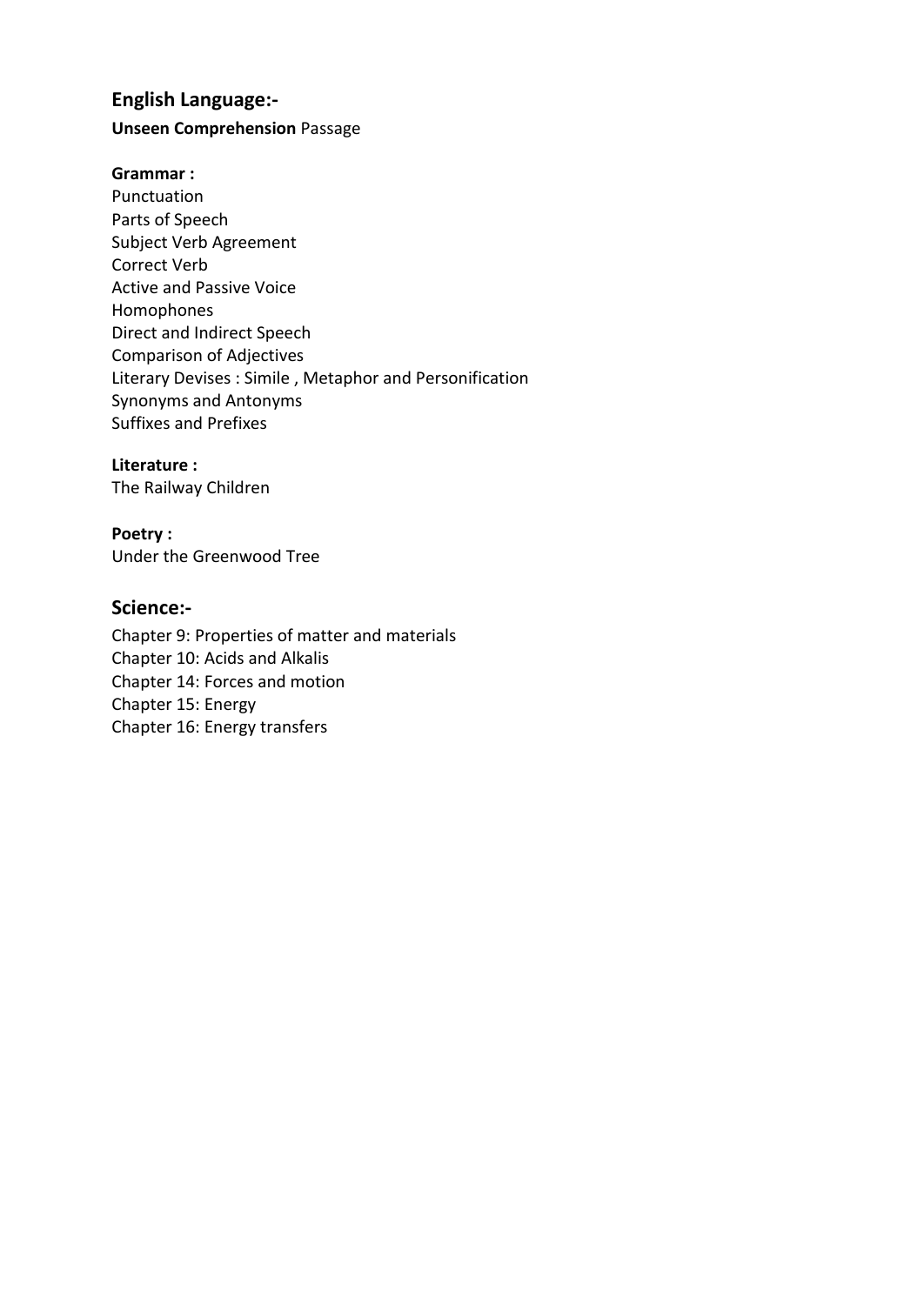## English Language:-

**Unseen Comprehension** Passage

**Grammar :**

Punctuation
Parts of Speech
Subject Verb Agreement
Correct Verb
Active and Passive Voice
Homophones
Direct and Indirect Speech
Comparison of Adjectives
Literary Devises : Simile , Metaphor and Personification
Synonyms and Antonyms
Suffixes and Prefixes

**Literature :**

The Railway Children

**Poetry :**

Under the Greenwood Tree

## Science:-

Chapter 9: Properties of matter and materials
Chapter 10: Acids and Alkalis
Chapter 14: Forces and motion
Chapter 15: Energy
Chapter 16: Energy transfers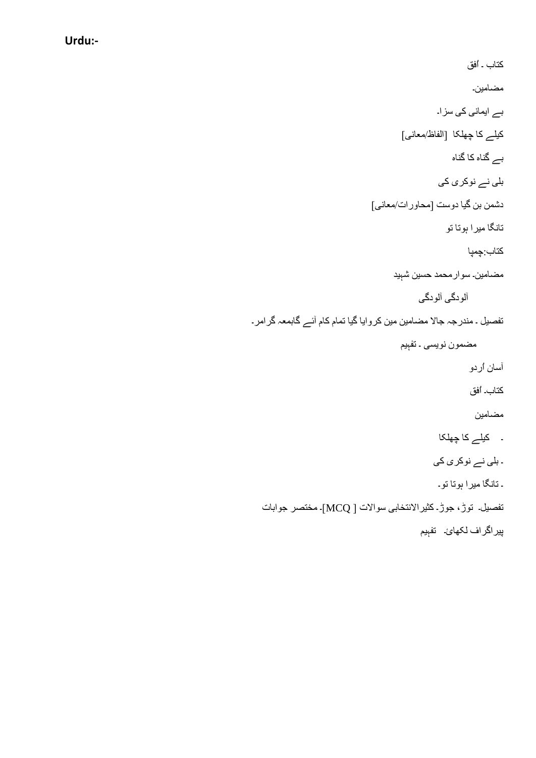**Urdu:-**

کتاب ۔ اُفق

مضامین۔

بے ایمانی کی سزا۔

کیلے کا چھلکا [الفاظ/معانی]

بے گناہ کا گناہ

بلی نے نوکری کی

دشمن بن گیا دوست [محاورات/معانی]

تانگا میرا ہوتا تو

کتاب:چمپا

مضامین۔ سوارمحمد حسین شہید

آلودگی آلودگی

تفصیل ۔ مندرجہ جاالا مضامین مین کروایا گیا تمام کام آنے گابمعہ گرامر۔

مضمون نویسی ۔ تفہیم

آسان اُردو

کتاب۔ اُفق

مضامین

۔ کیلے کا چھلکا

۔ بلی نے نوکری کی

۔ تانگا میرا ہوتا تو۔

تفصیل۔ توڑ، جوڑ۔ کثیرالانتخابی سوالات [ MCQ ]۔ مختصر جوابات

پیراگراف لکھائ۔ تفہیم